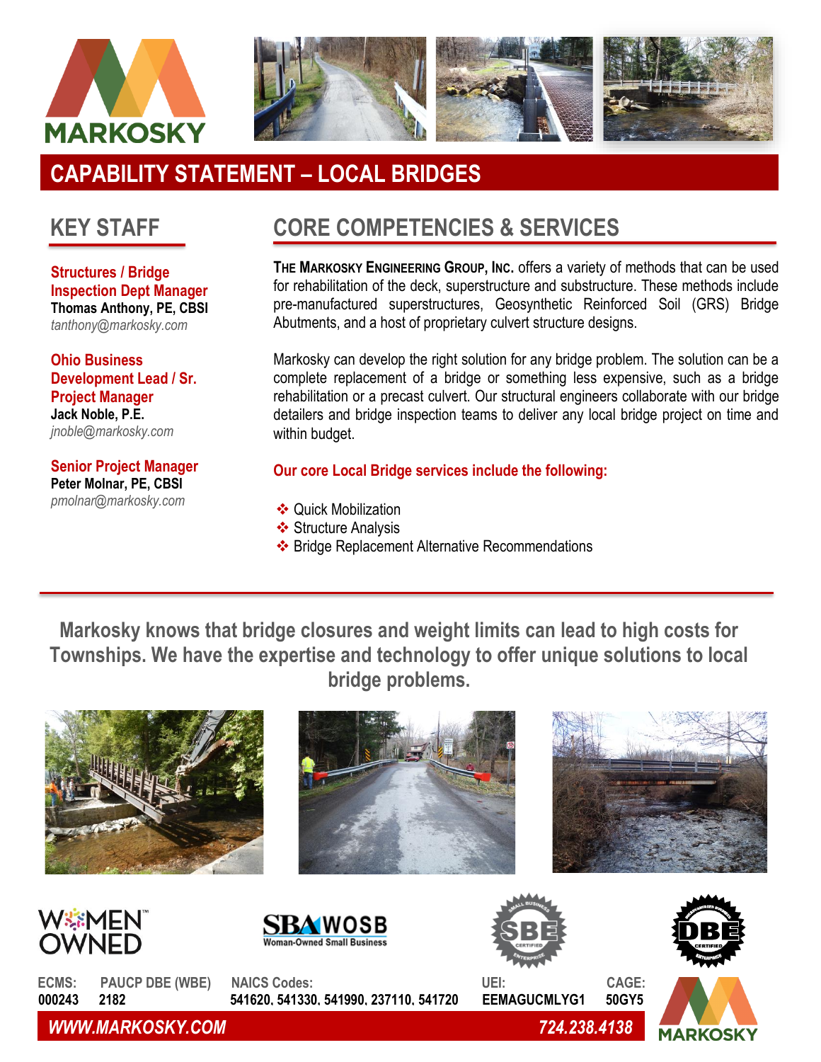# CAPABILITY STATEMENT – LOCAL BRIDGES

## KEY STAFF

**Structures / Bridge Inspection Dept Manager**
**Thomas Anthony, PE, CBSI**
*tanthony@markosky.com*

**Ohio Business Development Lead / Sr. Project Manager**
**Jack Noble, P.E.**
*jnoble@markosky.com*

**Senior Project Manager**
**Peter Molnar, PE, CBSI**
*pmolnar@markosky.com*

## CORE COMPETENCIES & SERVICES

**THE MARKOSKY ENGINEERING GROUP, INC.** offers a variety of methods that can be used for rehabilitation of the deck, superstructure and substructure. These methods include pre-manufactured superstructures, Geosynthetic Reinforced Soil (GRS) Bridge Abutments, and a host of proprietary culvert structure designs.

Markosky can develop the right solution for any bridge problem. The solution can be a complete replacement of a bridge or something less expensive, such as a bridge rehabilitation or a precast culvert. Our structural engineers collaborate with our bridge detailers and bridge inspection teams to deliver any local bridge project on time and within budget.

**Our core Local Bridge services include the following:**

- Quick Mobilization
- Structure Analysis
- Bridge Replacement Alternative Recommendations

**Markosky knows that bridge closures and weight limits can lead to high costs for Townships. We have the expertise and technology to offer unique solutions to local bridge problems.**

| ECMS: | PAUCP DBE (WBE) | NAICS Codes: | UEI: | CAGE: |
|---|---|---|---|---|
| 000243 | 2182 | 541620, 541330, 541990, 237110, 541720 | EEMAGUCMLYG1 | 50GY5 |

*WWW.MARKOSKY.COM* | *724.238.4138*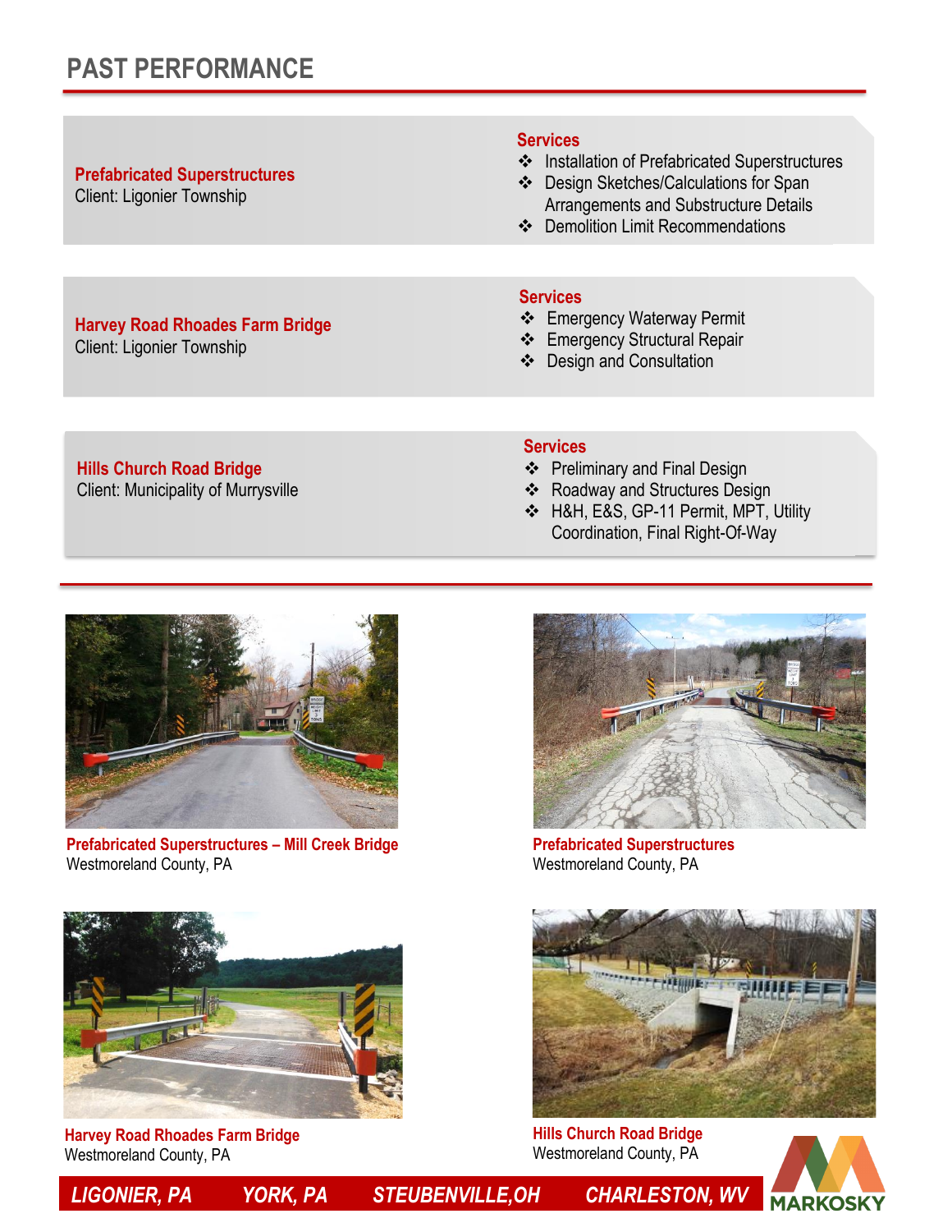## PAST PERFORMANCE

**Prefabricated Superstructures**
Client: Ligonier Township

**Services**
- Installation of Prefabricated Superstructures
- Design Sketches/Calculations for Span Arrangements and Substructure Details
- Demolition Limit Recommendations

**Harvey Road Rhoades Farm Bridge**
Client: Ligonier Township

**Services**
- Emergency Waterway Permit
- Emergency Structural Repair
- Design and Consultation

**Hills Church Road Bridge**
Client: Municipality of Murrysville

**Services**
- Preliminary and Final Design
- Roadway and Structures Design
- H&H, E&S, GP-11 Permit, MPT, Utility Coordination, Final Right-Of-Way

**Prefabricated Superstructures – Mill Creek Bridge**
Westmoreland County, PA

**Prefabricated Superstructures**
Westmoreland County, PA

**Harvey Road Rhoades Farm Bridge**
Westmoreland County, PA

**Hills Church Road Bridge**
Westmoreland County, PA

*LIGONIER, PA YORK, PA STEUBENVILLE,OH CHARLESTON, WV*

MARKOSKY